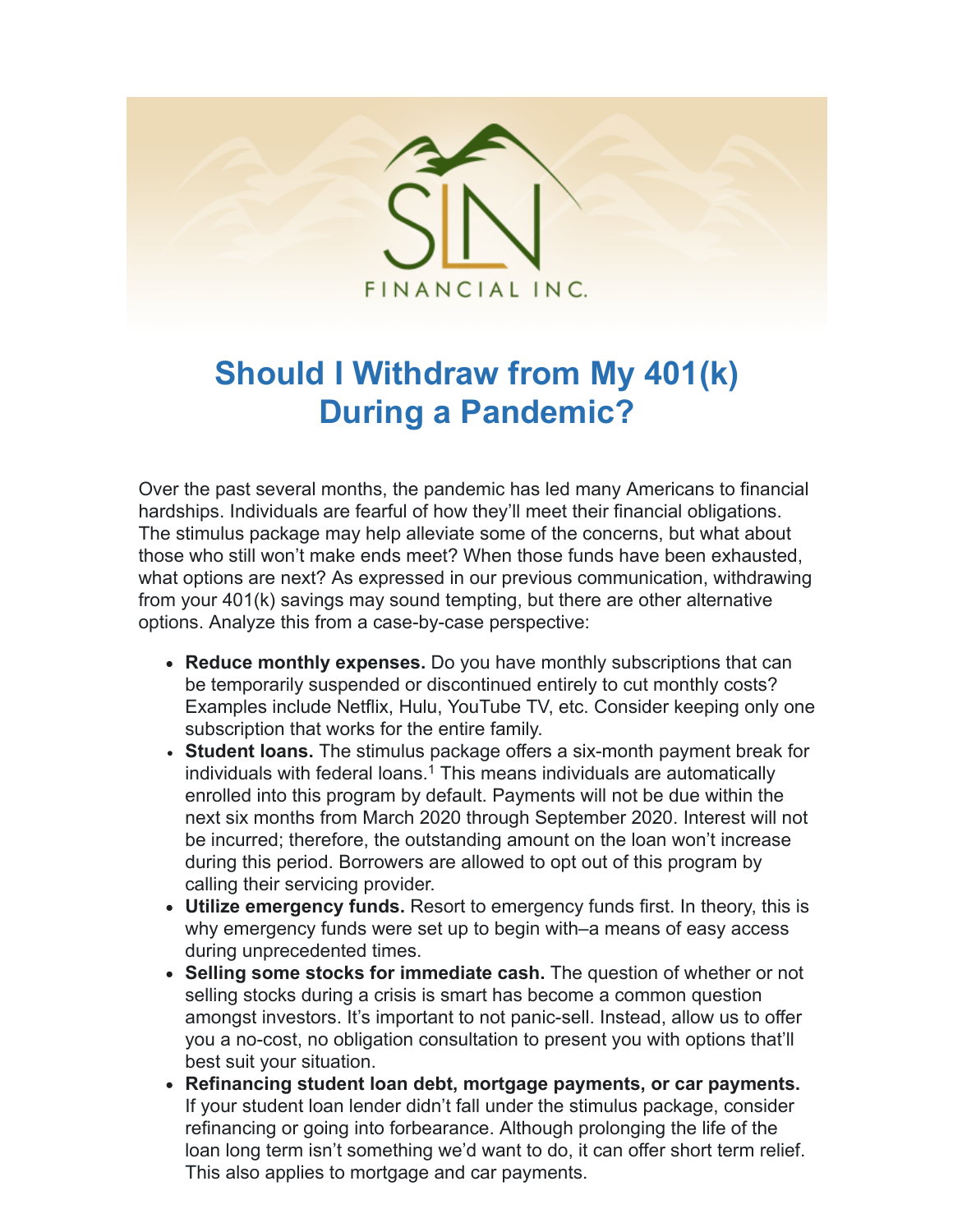# Should I Withdraw from My 401(k) During a Pandemic?

Over the past several months, the pandemic has led many Americans to financial hardships. Individuals are fearful of how they'll meet their financial obligations. The stimulus package may help alleviate some of the concerns, but what about those who still won't make ends meet? When those funds have been exhausted, what options are next? As expressed in our previous communication, withdrawing from your 401(k) savings may sound tempting, but there are other alternative options. Analyze this from a case-by-case perspective:

- **Reduce monthly expenses.** Do you have monthly subscriptions that can be temporarily suspended or discontinued entirely to cut monthly costs? Examples include Netflix, Hulu, YouTube TV, etc. Consider keeping only one subscription that works for the entire family.
- **Student loans.** The stimulus package offers a six-month payment break for individuals with federal loans.[1] This means individuals are automatically enrolled into this program by default. Payments will not be due within the next six months from March 2020 through September 2020. Interest will not be incurred; therefore, the outstanding amount on the loan won't increase during this period. Borrowers are allowed to opt out of this program by calling their servicing provider.
- **Utilize emergency funds.** Resort to emergency funds first. In theory, this is why emergency funds were set up to begin with–a means of easy access during unprecedented times.
- **Selling some stocks for immediate cash.** The question of whether or not selling stocks during a crisis is smart has become a common question amongst investors. It's important to not panic-sell. Instead, allow us to offer you a no-cost, no obligation consultation to present you with options that'll best suit your situation.
- **Refinancing student loan debt, mortgage payments, or car payments.** If your student loan lender didn't fall under the stimulus package, consider refinancing or going into forbearance. Although prolonging the life of the loan long term isn't something we'd want to do, it can offer short term relief. This also applies to mortgage and car payments.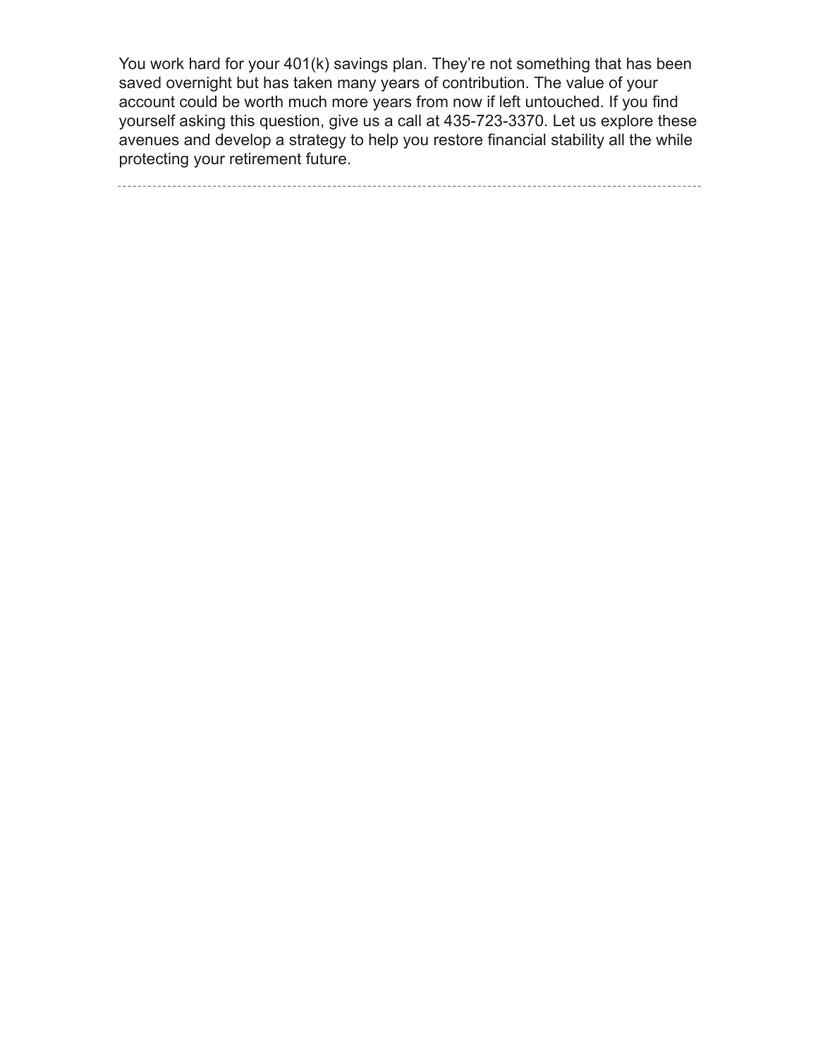You work hard for your 401(k) savings plan. They're not something that has been saved overnight but has taken many years of contribution. The value of your account could be worth much more years from now if left untouched. If you find yourself asking this question, give us a call at 435-723-3370. Let us explore these avenues and develop a strategy to help you restore financial stability all the while protecting your retirement future.

---